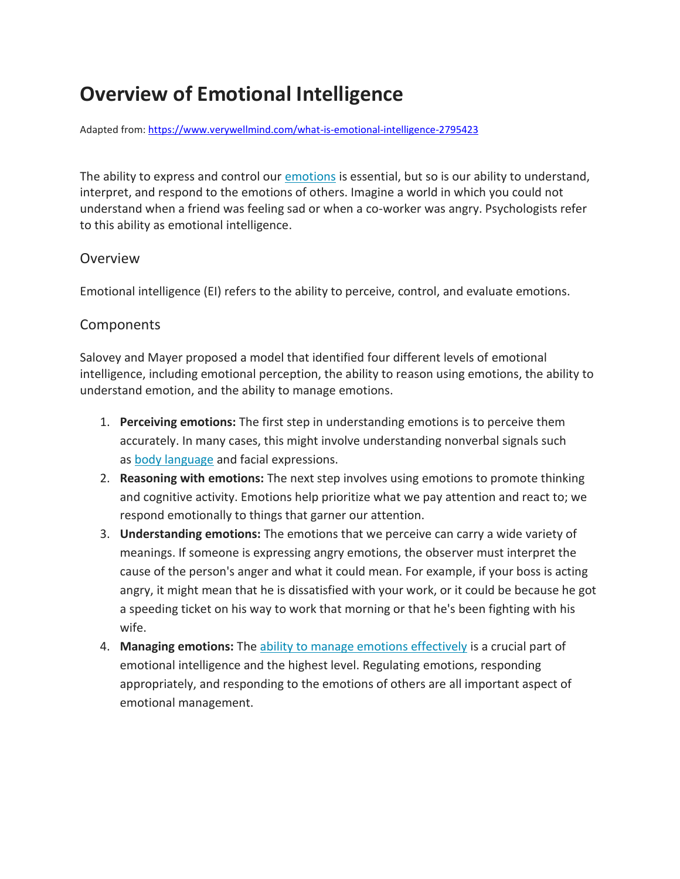# Overview of Emotional Intelligence

Adapted from: [https://www.verywellmind.com/what-is-emotional-intelligence-2795423](https://www.verywellmind.com/what-is-emotional-intelligence-2795423)

The ability to express and control our emotions is essential, but so is our ability to understand, interpret, and respond to the emotions of others. Imagine a world in which you could not understand when a friend was feeling sad or when a co-worker was angry. Psychologists refer to this ability as emotional intelligence.

## Overview

Emotional intelligence (EI) refers to the ability to perceive, control, and evaluate emotions.

## Components

Salovey and Mayer proposed a model that identified four different levels of emotional intelligence, including emotional perception, the ability to reason using emotions, the ability to understand emotion, and the ability to manage emotions.

1. **Perceiving emotions:** The first step in understanding emotions is to perceive them accurately. In many cases, this might involve understanding nonverbal signals such as body language and facial expressions.
2. **Reasoning with emotions:** The next step involves using emotions to promote thinking and cognitive activity. Emotions help prioritize what we pay attention and react to; we respond emotionally to things that garner our attention.
3. **Understanding emotions:** The emotions that we perceive can carry a wide variety of meanings. If someone is expressing angry emotions, the observer must interpret the cause of the person's anger and what it could mean. For example, if your boss is acting angry, it might mean that he is dissatisfied with your work, or it could be because he got a speeding ticket on his way to work that morning or that he's been fighting with his wife.
4. **Managing emotions:** The ability to manage emotions effectively is a crucial part of emotional intelligence and the highest level. Regulating emotions, responding appropriately, and responding to the emotions of others are all important aspect of emotional management.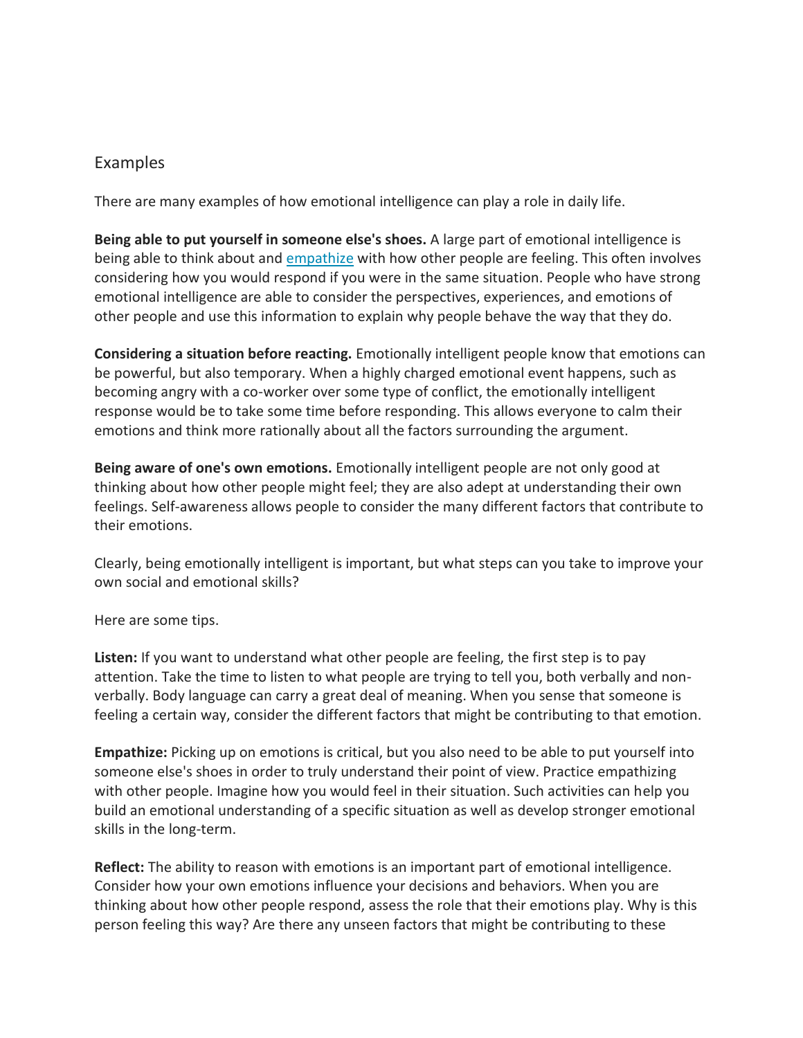## Examples

There are many examples of how emotional intelligence can play a role in daily life.

**Being able to put yourself in someone else's shoes.** A large part of emotional intelligence is being able to think about and empathize with how other people are feeling. This often involves considering how you would respond if you were in the same situation. People who have strong emotional intelligence are able to consider the perspectives, experiences, and emotions of other people and use this information to explain why people behave the way that they do.

**Considering a situation before reacting.** Emotionally intelligent people know that emotions can be powerful, but also temporary. When a highly charged emotional event happens, such as becoming angry with a co-worker over some type of conflict, the emotionally intelligent response would be to take some time before responding. This allows everyone to calm their emotions and think more rationally about all the factors surrounding the argument.

**Being aware of one's own emotions.** Emotionally intelligent people are not only good at thinking about how other people might feel; they are also adept at understanding their own feelings. Self-awareness allows people to consider the many different factors that contribute to their emotions.

Clearly, being emotionally intelligent is important, but what steps can you take to improve your own social and emotional skills?

Here are some tips.

**Listen:** If you want to understand what other people are feeling, the first step is to pay attention. Take the time to listen to what people are trying to tell you, both verbally and non-verbally. Body language can carry a great deal of meaning. When you sense that someone is feeling a certain way, consider the different factors that might be contributing to that emotion.

**Empathize:** Picking up on emotions is critical, but you also need to be able to put yourself into someone else's shoes in order to truly understand their point of view. Practice empathizing with other people. Imagine how you would feel in their situation. Such activities can help you build an emotional understanding of a specific situation as well as develop stronger emotional skills in the long-term.

**Reflect:** The ability to reason with emotions is an important part of emotional intelligence. Consider how your own emotions influence your decisions and behaviors. When you are thinking about how other people respond, assess the role that their emotions play. Why is this person feeling this way? Are there any unseen factors that might be contributing to these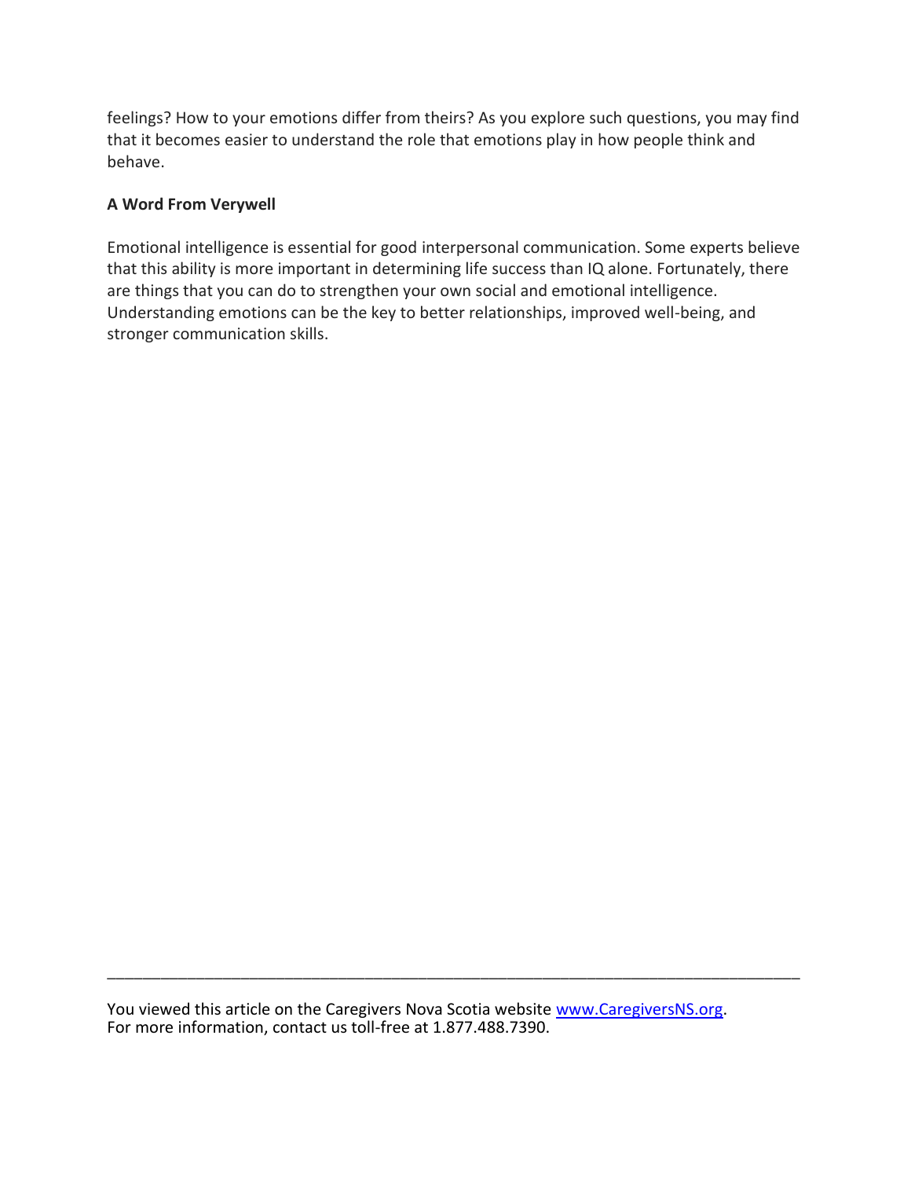feelings? How to your emotions differ from theirs? As you explore such questions, you may find that it becomes easier to understand the role that emotions play in how people think and behave.

**A Word From Verywell**

Emotional intelligence is essential for good interpersonal communication. Some experts believe that this ability is more important in determining life success than IQ alone. Fortunately, there are things that you can do to strengthen your own social and emotional intelligence. Understanding emotions can be the key to better relationships, improved well-being, and stronger communication skills.

---

You viewed this article on the Caregivers Nova Scotia website [www.CaregiversNS.org](http://www.CaregiversNS.org).
For more information, contact us toll-free at 1.877.488.7390.